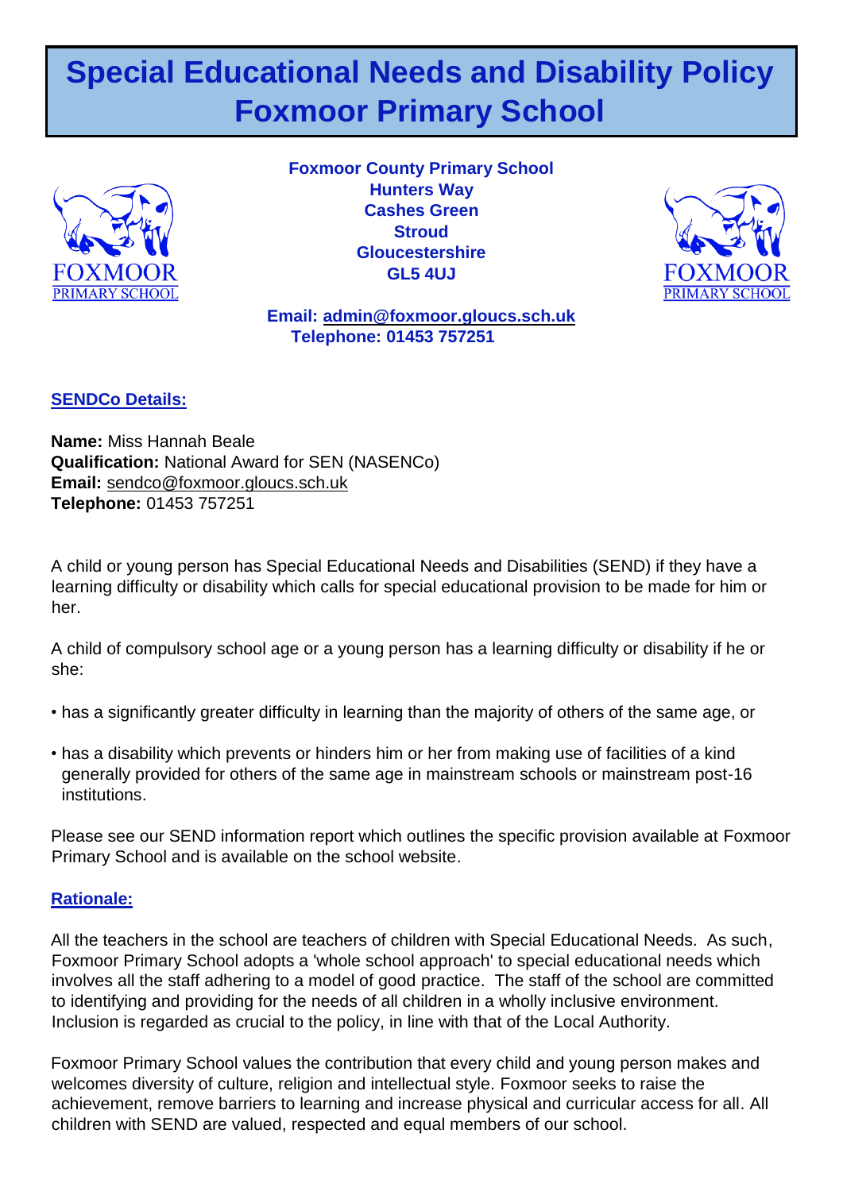# Special Educational Needs and Disability Policy Foxmoor Primary School

**Foxmoor County Primary School**
**Hunters Way**
**Cashes Green**
**Stroud**
**Gloucestershire**
**GL5 4UJ**

**Email: admin@foxmoor.gloucs.sch.uk**
**Telephone: 01453 757251**

## SENDCo Details:

**Name:** Miss Hannah Beale
**Qualification:** National Award for SEN (NASENCo)
**Email:** sendco@foxmoor.gloucs.sch.uk
**Telephone:** 01453 757251

A child or young person has Special Educational Needs and Disabilities (SEND) if they have a learning difficulty or disability which calls for special educational provision to be made for him or her.

A child of compulsory school age or a young person has a learning difficulty or disability if he or she:

- has a significantly greater difficulty in learning than the majority of others of the same age, or
- has a disability which prevents or hinders him or her from making use of facilities of a kind generally provided for others of the same age in mainstream schools or mainstream post-16 institutions.

Please see our SEND information report which outlines the specific provision available at Foxmoor Primary School and is available on the school website.

## Rationale:

All the teachers in the school are teachers of children with Special Educational Needs. As such, Foxmoor Primary School adopts a 'whole school approach' to special educational needs which involves all the staff adhering to a model of good practice. The staff of the school are committed to identifying and providing for the needs of all children in a wholly inclusive environment. Inclusion is regarded as crucial to the policy, in line with that of the Local Authority.

Foxmoor Primary School values the contribution that every child and young person makes and welcomes diversity of culture, religion and intellectual style. Foxmoor seeks to raise the achievement, remove barriers to learning and increase physical and curricular access for all. All children with SEND are valued, respected and equal members of our school.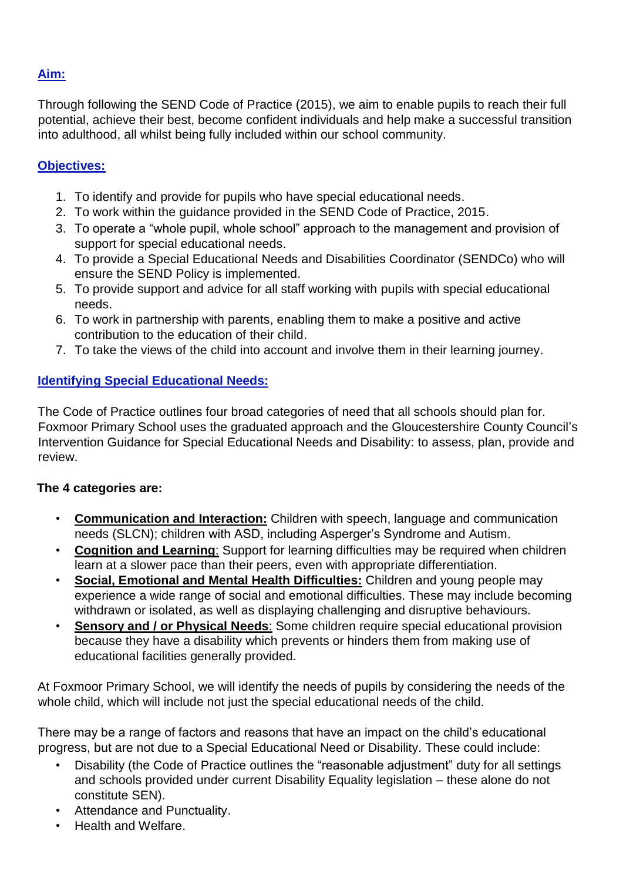## Aim:

Through following the SEND Code of Practice (2015), we aim to enable pupils to reach their full potential, achieve their best, become confident individuals and help make a successful transition into adulthood, all whilst being fully included within our school community.

## Objectives:

1. To identify and provide for pupils who have special educational needs.
2. To work within the guidance provided in the SEND Code of Practice, 2015.
3. To operate a "whole pupil, whole school" approach to the management and provision of support for special educational needs.
4. To provide a Special Educational Needs and Disabilities Coordinator (SENDCo) who will ensure the SEND Policy is implemented.
5. To provide support and advice for all staff working with pupils with special educational needs.
6. To work in partnership with parents, enabling them to make a positive and active contribution to the education of their child.
7. To take the views of the child into account and involve them in their learning journey.

## Identifying Special Educational Needs:

The Code of Practice outlines four broad categories of need that all schools should plan for. Foxmoor Primary School uses the graduated approach and the Gloucestershire County Council's Intervention Guidance for Special Educational Needs and Disability: to assess, plan, provide and review.

**The 4 categories are:**

- **Communication and Interaction:** Children with speech, language and communication needs (SLCN); children with ASD, including Asperger's Syndrome and Autism.
- **Cognition and Learning**: Support for learning difficulties may be required when children learn at a slower pace than their peers, even with appropriate differentiation.
- **Social, Emotional and Mental Health Difficulties:** Children and young people may experience a wide range of social and emotional difficulties. These may include becoming withdrawn or isolated, as well as displaying challenging and disruptive behaviours.
- **Sensory and / or Physical Needs**: Some children require special educational provision because they have a disability which prevents or hinders them from making use of educational facilities generally provided.

At Foxmoor Primary School, we will identify the needs of pupils by considering the needs of the whole child, which will include not just the special educational needs of the child.

There may be a range of factors and reasons that have an impact on the child's educational progress, but are not due to a Special Educational Need or Disability. These could include:

- Disability (the Code of Practice outlines the "reasonable adjustment" duty for all settings and schools provided under current Disability Equality legislation – these alone do not constitute SEN).
- Attendance and Punctuality.
- Health and Welfare.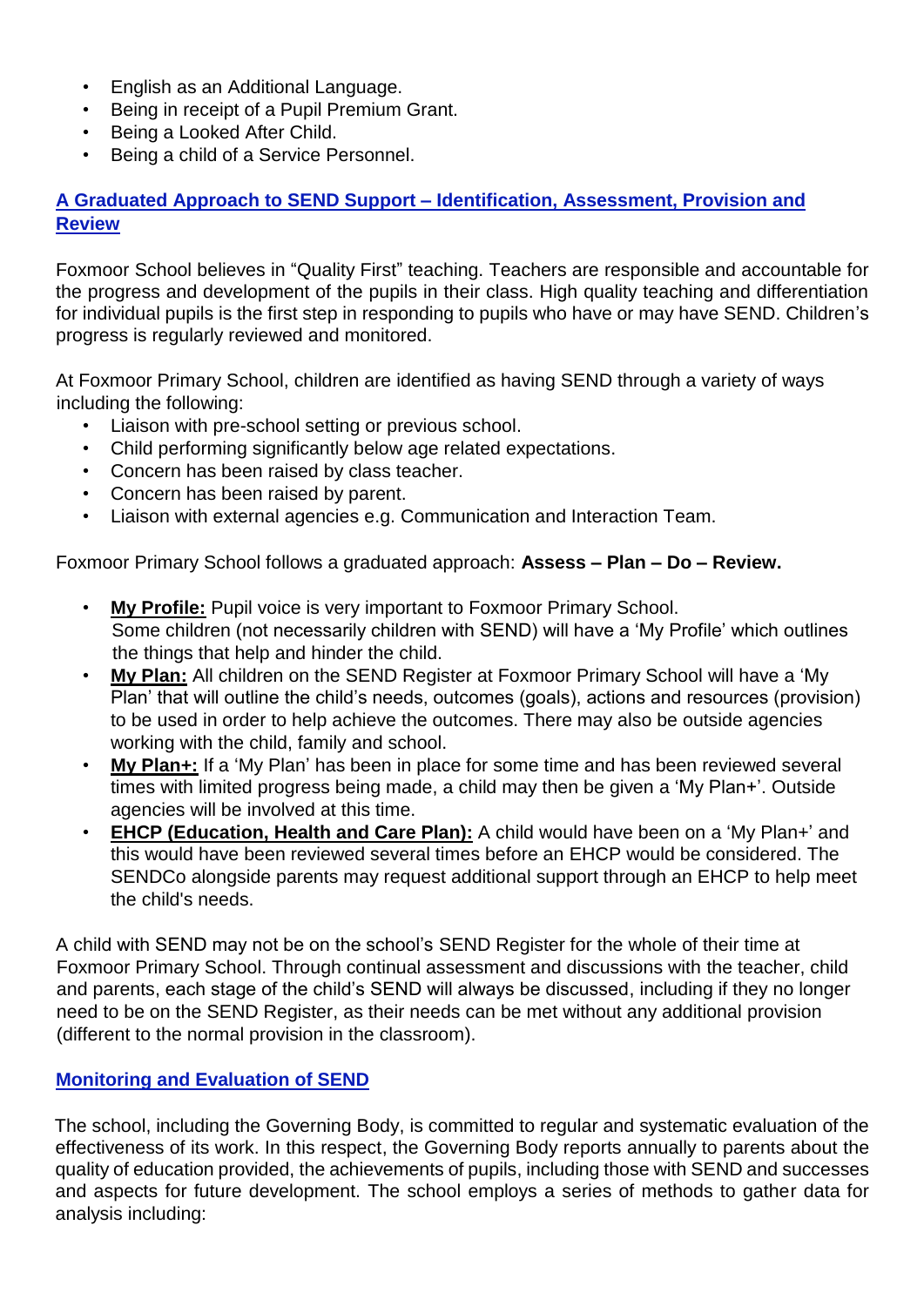- English as an Additional Language.
- Being in receipt of a Pupil Premium Grant.
- Being a Looked After Child.
- Being a child of a Service Personnel.

## A Graduated Approach to SEND Support – Identification, Assessment, Provision and Review

Foxmoor School believes in "Quality First" teaching. Teachers are responsible and accountable for the progress and development of the pupils in their class. High quality teaching and differentiation for individual pupils is the first step in responding to pupils who have or may have SEND. Children's progress is regularly reviewed and monitored.

At Foxmoor Primary School, children are identified as having SEND through a variety of ways including the following:

- Liaison with pre-school setting or previous school.
- Child performing significantly below age related expectations.
- Concern has been raised by class teacher.
- Concern has been raised by parent.
- Liaison with external agencies e.g. Communication and Interaction Team.

Foxmoor Primary School follows a graduated approach: **Assess – Plan – Do – Review.**

- **My Profile:** Pupil voice is very important to Foxmoor Primary School. Some children (not necessarily children with SEND) will have a 'My Profile' which outlines the things that help and hinder the child.
- **My Plan:** All children on the SEND Register at Foxmoor Primary School will have a 'My Plan' that will outline the child's needs, outcomes (goals), actions and resources (provision) to be used in order to help achieve the outcomes. There may also be outside agencies working with the child, family and school.
- **My Plan+:** If a 'My Plan' has been in place for some time and has been reviewed several times with limited progress being made, a child may then be given a 'My Plan+'. Outside agencies will be involved at this time.
- **EHCP (Education, Health and Care Plan):** A child would have been on a 'My Plan+' and this would have been reviewed several times before an EHCP would be considered. The SENDCo alongside parents may request additional support through an EHCP to help meet the child's needs.

A child with SEND may not be on the school's SEND Register for the whole of their time at Foxmoor Primary School. Through continual assessment and discussions with the teacher, child and parents, each stage of the child's SEND will always be discussed, including if they no longer need to be on the SEND Register, as their needs can be met without any additional provision (different to the normal provision in the classroom).

## Monitoring and Evaluation of SEND

The school, including the Governing Body, is committed to regular and systematic evaluation of the effectiveness of its work. In this respect, the Governing Body reports annually to parents about the quality of education provided, the achievements of pupils, including those with SEND and successes and aspects for future development. The school employs a series of methods to gather data for analysis including: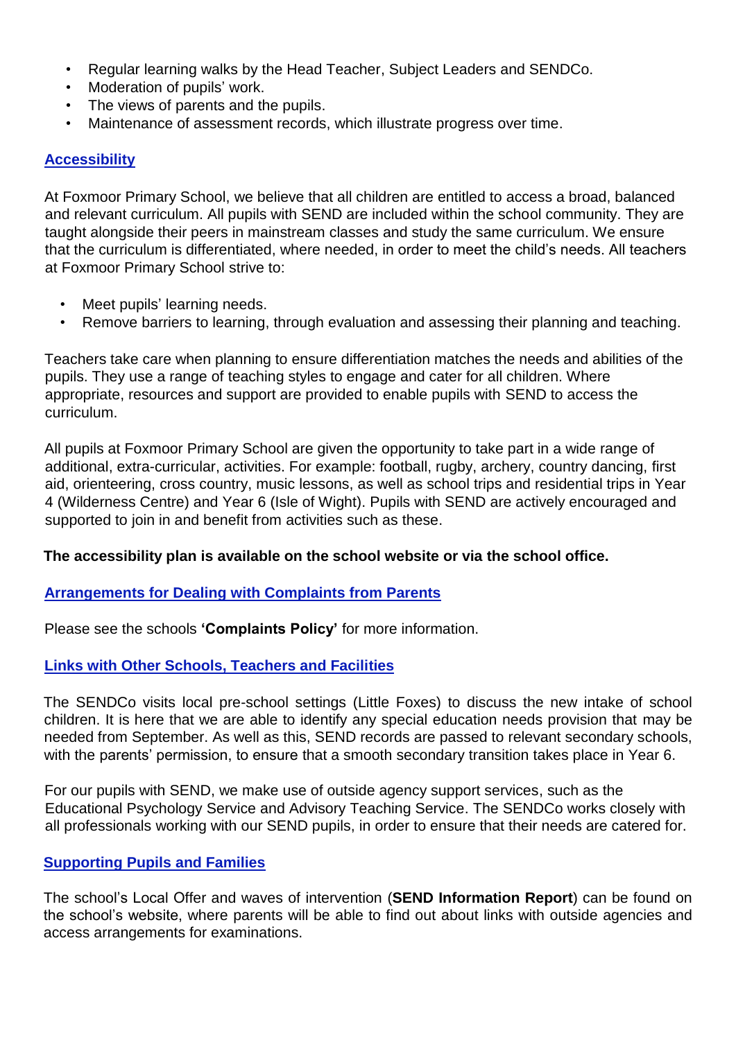- Regular learning walks by the Head Teacher, Subject Leaders and SENDCo.
- Moderation of pupils' work.
- The views of parents and the pupils.
- Maintenance of assessment records, which illustrate progress over time.

## Accessibility

At Foxmoor Primary School, we believe that all children are entitled to access a broad, balanced and relevant curriculum. All pupils with SEND are included within the school community. They are taught alongside their peers in mainstream classes and study the same curriculum. We ensure that the curriculum is differentiated, where needed, in order to meet the child's needs. All teachers at Foxmoor Primary School strive to:

- Meet pupils' learning needs.
- Remove barriers to learning, through evaluation and assessing their planning and teaching.

Teachers take care when planning to ensure differentiation matches the needs and abilities of the pupils. They use a range of teaching styles to engage and cater for all children. Where appropriate, resources and support are provided to enable pupils with SEND to access the curriculum.

All pupils at Foxmoor Primary School are given the opportunity to take part in a wide range of additional, extra-curricular, activities. For example: football, rugby, archery, country dancing, first aid, orienteering, cross country, music lessons, as well as school trips and residential trips in Year 4 (Wilderness Centre) and Year 6 (Isle of Wight). Pupils with SEND are actively encouraged and supported to join in and benefit from activities such as these.

**The accessibility plan is available on the school website or via the school office.**

## Arrangements for Dealing with Complaints from Parents

Please see the schools **'Complaints Policy'** for more information.

## Links with Other Schools, Teachers and Facilities

The SENDCo visits local pre-school settings (Little Foxes) to discuss the new intake of school children. It is here that we are able to identify any special education needs provision that may be needed from September. As well as this, SEND records are passed to relevant secondary schools, with the parents' permission, to ensure that a smooth secondary transition takes place in Year 6.

For our pupils with SEND, we make use of outside agency support services, such as the Educational Psychology Service and Advisory Teaching Service. The SENDCo works closely with all professionals working with our SEND pupils, in order to ensure that their needs are catered for.

## Supporting Pupils and Families

The school's Local Offer and waves of intervention (**SEND Information Report**) can be found on the school's website, where parents will be able to find out about links with outside agencies and access arrangements for examinations.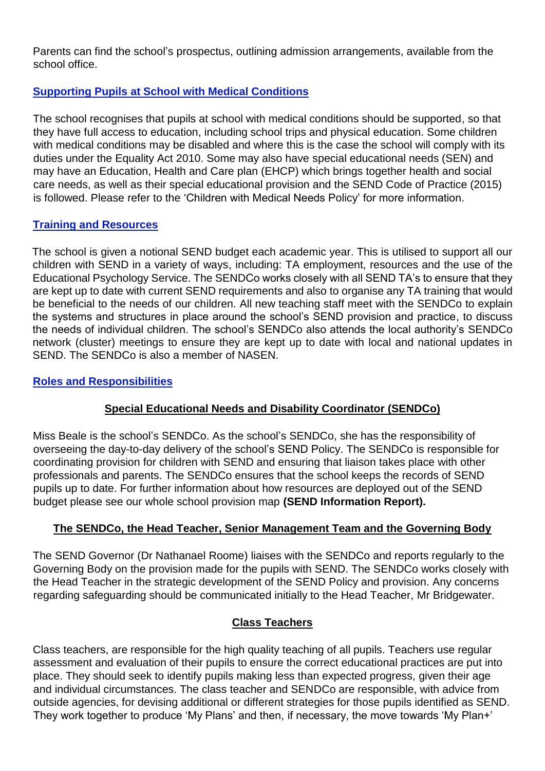Parents can find the school's prospectus, outlining admission arrangements, available from the school office.

## Supporting Pupils at School with Medical Conditions

The school recognises that pupils at school with medical conditions should be supported, so that they have full access to education, including school trips and physical education. Some children with medical conditions may be disabled and where this is the case the school will comply with its duties under the Equality Act 2010. Some may also have special educational needs (SEN) and may have an Education, Health and Care plan (EHCP) which brings together health and social care needs, as well as their special educational provision and the SEND Code of Practice (2015) is followed. Please refer to the 'Children with Medical Needs Policy' for more information.

## Training and Resources

The school is given a notional SEND budget each academic year. This is utilised to support all our children with SEND in a variety of ways, including: TA employment, resources and the use of the Educational Psychology Service. The SENDCo works closely with all SEND TA's to ensure that they are kept up to date with current SEND requirements and also to organise any TA training that would be beneficial to the needs of our children. All new teaching staff meet with the SENDCo to explain the systems and structures in place around the school's SEND provision and practice, to discuss the needs of individual children. The school's SENDCo also attends the local authority's SENDCo network (cluster) meetings to ensure they are kept up to date with local and national updates in SEND. The SENDCo is also a member of NASEN.

## Roles and Responsibilities

### Special Educational Needs and Disability Coordinator (SENDCo)

Miss Beale is the school's SENDCo. As the school's SENDCo, she has the responsibility of overseeing the day-to-day delivery of the school's SEND Policy. The SENDCo is responsible for coordinating provision for children with SEND and ensuring that liaison takes place with other professionals and parents. The SENDCo ensures that the school keeps the records of SEND pupils up to date. For further information about how resources are deployed out of the SEND budget please see our whole school provision map **(SEND Information Report).**

### The SENDCo, the Head Teacher, Senior Management Team and the Governing Body

The SEND Governor (Dr Nathanael Roome) liaises with the SENDCo and reports regularly to the Governing Body on the provision made for the pupils with SEND. The SENDCo works closely with the Head Teacher in the strategic development of the SEND Policy and provision. Any concerns regarding safeguarding should be communicated initially to the Head Teacher, Mr Bridgewater.

### Class Teachers

Class teachers, are responsible for the high quality teaching of all pupils. Teachers use regular assessment and evaluation of their pupils to ensure the correct educational practices are put into place. They should seek to identify pupils making less than expected progress, given their age and individual circumstances. The class teacher and SENDCo are responsible, with advice from outside agencies, for devising additional or different strategies for those pupils identified as SEND. They work together to produce 'My Plans' and then, if necessary, the move towards 'My Plan+'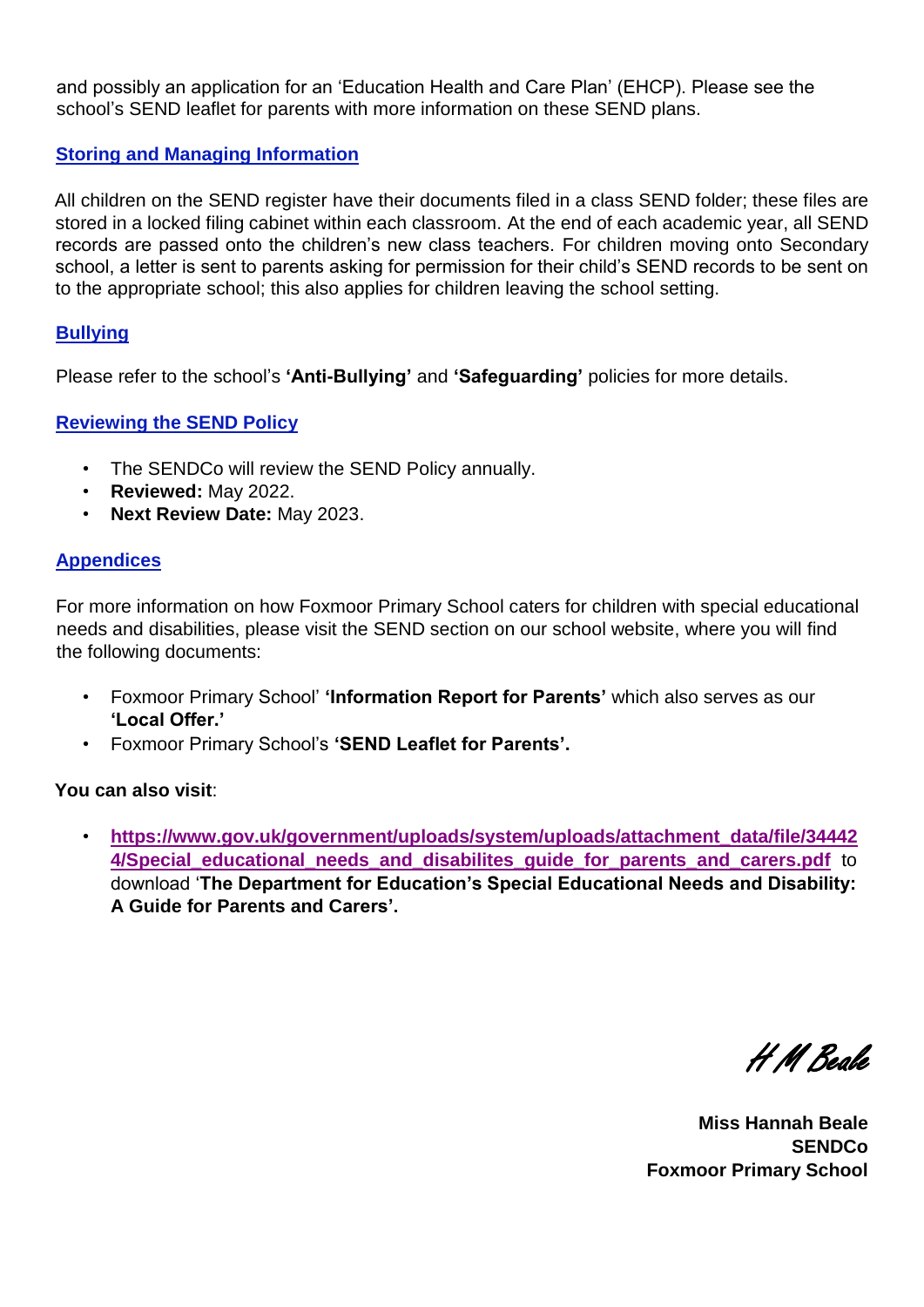and possibly an application for an 'Education Health and Care Plan' (EHCP). Please see the school's SEND leaflet for parents with more information on these SEND plans.

## Storing and Managing Information

All children on the SEND register have their documents filed in a class SEND folder; these files are stored in a locked filing cabinet within each classroom. At the end of each academic year, all SEND records are passed onto the children's new class teachers. For children moving onto Secondary school, a letter is sent to parents asking for permission for their child's SEND records to be sent on to the appropriate school; this also applies for children leaving the school setting.

## Bullying

Please refer to the school's **'Anti-Bullying'** and **'Safeguarding'** policies for more details.

## Reviewing the SEND Policy

- The SENDCo will review the SEND Policy annually.
- **Reviewed:** May 2022.
- **Next Review Date:** May 2023.

## Appendices

For more information on how Foxmoor Primary School caters for children with special educational needs and disabilities, please visit the SEND section on our school website, where you will find the following documents:

- Foxmoor Primary School' **'Information Report for Parents'** which also serves as our **'Local Offer.'**
- Foxmoor Primary School's **'SEND Leaflet for Parents'.**

**You can also visit**:

- **https://www.gov.uk/government/uploads/system/uploads/attachment_data/file/344424/Special_educational_needs_and_disabilites_guide_for_parents_and_carers.pdf** to download '**The Department for Education's Special Educational Needs and Disability: A Guide for Parents and Carers'.**

*H M Beale*

**Miss Hannah Beale**
**SENDCo**
**Foxmoor Primary School**